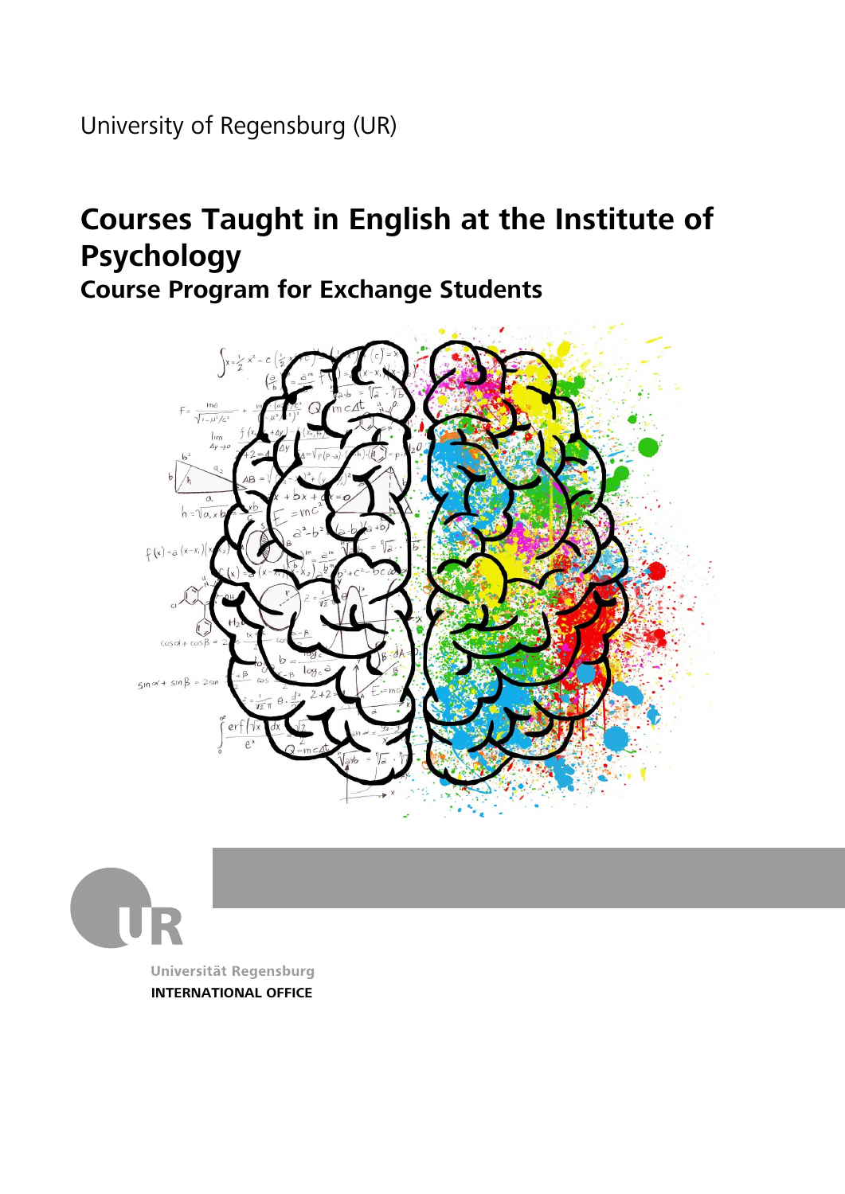University of Regensburg (UR)

# Courses Taught in English at the Institute of Psychology

## Course Program for Exchange Students

Universität Regensburg

**INTERNATIONAL OFFICE**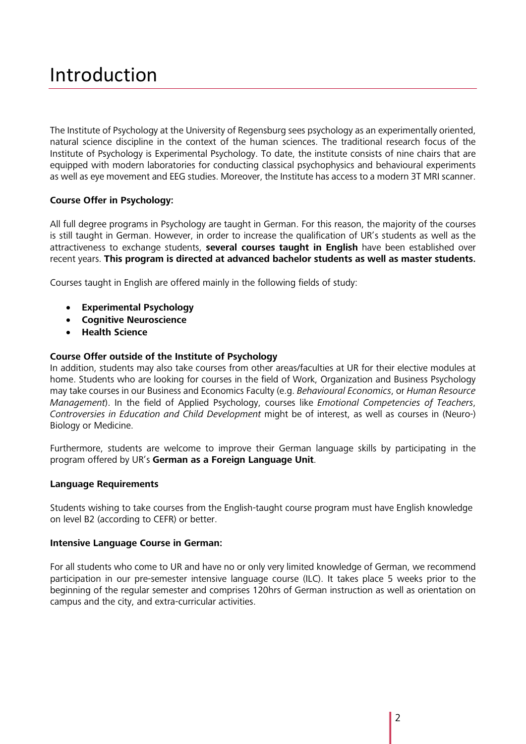# Introduction

The Institute of Psychology at the University of Regensburg sees psychology as an experimentally oriented, natural science discipline in the context of the human sciences. The traditional research focus of the Institute of Psychology is Experimental Psychology. To date, the institute consists of nine chairs that are equipped with modern laboratories for conducting classical psychophysics and behavioural experiments as well as eye movement and EEG studies. Moreover, the Institute has access to a modern 3T MRI scanner.

**Course Offer in Psychology:**

All full degree programs in Psychology are taught in German. For this reason, the majority of the courses is still taught in German. However, in order to increase the qualification of UR's students as well as the attractiveness to exchange students, **several courses taught in English** have been established over recent years. **This program is directed at advanced bachelor students as well as master students.**

Courses taught in English are offered mainly in the following fields of study:

- **Experimental Psychology**
- **Cognitive Neuroscience**
- **Health Science**

**Course Offer outside of the Institute of Psychology**

In addition, students may also take courses from other areas/faculties at UR for their elective modules at home. Students who are looking for courses in the field of Work, Organization and Business Psychology may take courses in our Business and Economics Faculty (e.g. *Behavioural Economics*, or *Human Resource Management*). In the field of Applied Psychology, courses like *Emotional Competencies of Teachers*, *Controversies in Education and Child Development* might be of interest, as well as courses in (Neuro-) Biology or Medicine.

Furthermore, students are welcome to improve their German language skills by participating in the program offered by UR's **German as a Foreign Language Unit**.

**Language Requirements**

Students wishing to take courses from the English-taught course program must have English knowledge on level B2 (according to CEFR) or better.

**Intensive Language Course in German:**

For all students who come to UR and have no or only very limited knowledge of German, we recommend participation in our pre-semester intensive language course (ILC). It takes place 5 weeks prior to the beginning of the regular semester and comprises 120hrs of German instruction as well as orientation on campus and the city, and extra-curricular activities.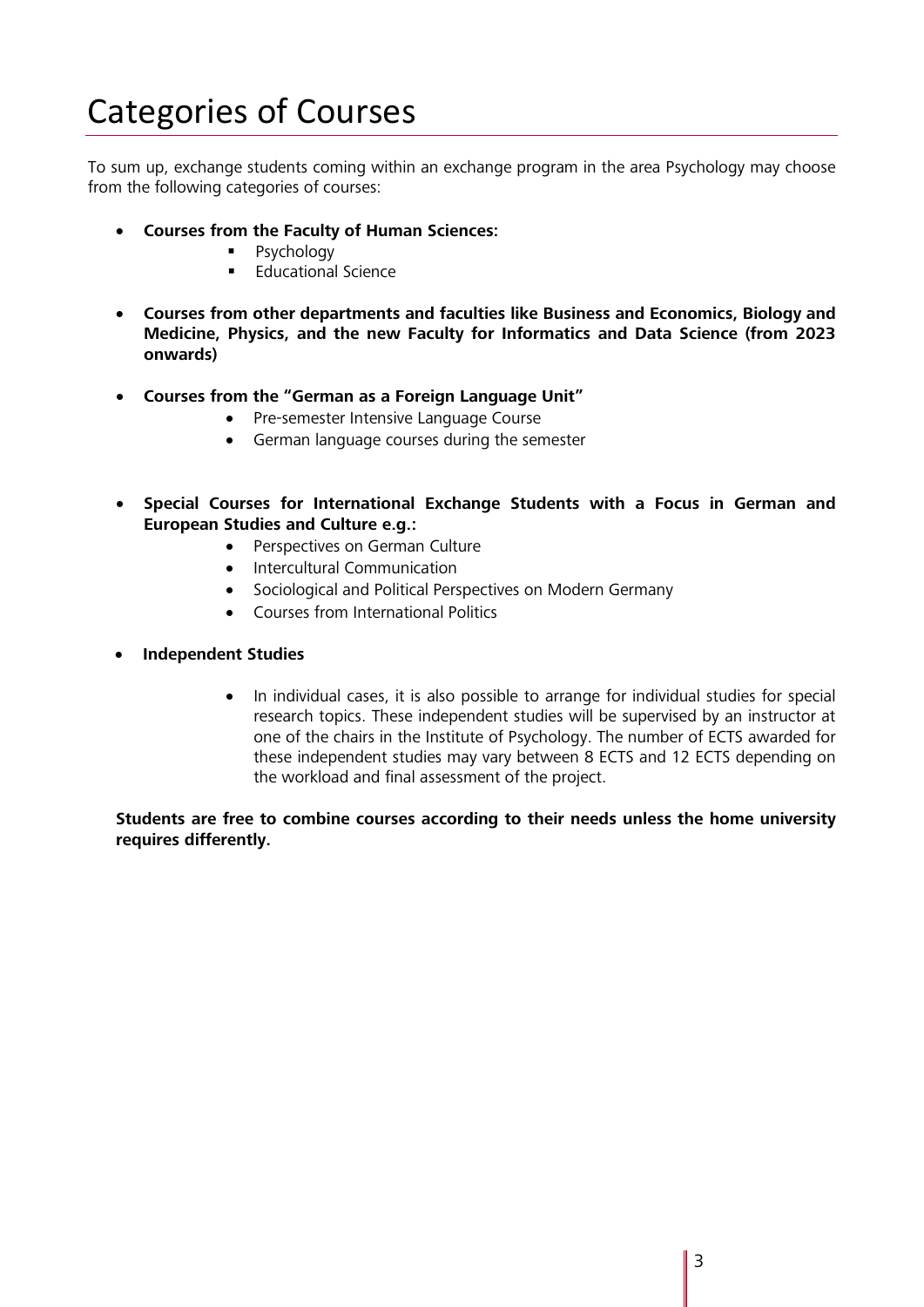# Categories of Courses

To sum up, exchange students coming within an exchange program in the area Psychology may choose from the following categories of courses:

- **Courses from the Faculty of Human Sciences:**
  - Psychology
  - Educational Science
- **Courses from other departments and faculties like Business and Economics, Biology and Medicine, Physics, and the new Faculty for Informatics and Data Science (from 2023 onwards)**
- **Courses from the "German as a Foreign Language Unit"**
  - Pre-semester Intensive Language Course
  - German language courses during the semester
- **Special Courses for International Exchange Students with a Focus in German and European Studies and Culture e.g.:**
  - Perspectives on German Culture
  - Intercultural Communication
  - Sociological and Political Perspectives on Modern Germany
  - Courses from International Politics
- **Independent Studies**
  - In individual cases, it is also possible to arrange for individual studies for special research topics. These independent studies will be supervised by an instructor at one of the chairs in the Institute of Psychology. The number of ECTS awarded for these independent studies may vary between 8 ECTS and 12 ECTS depending on the workload and final assessment of the project.

**Students are free to combine courses according to their needs unless the home university requires differently.**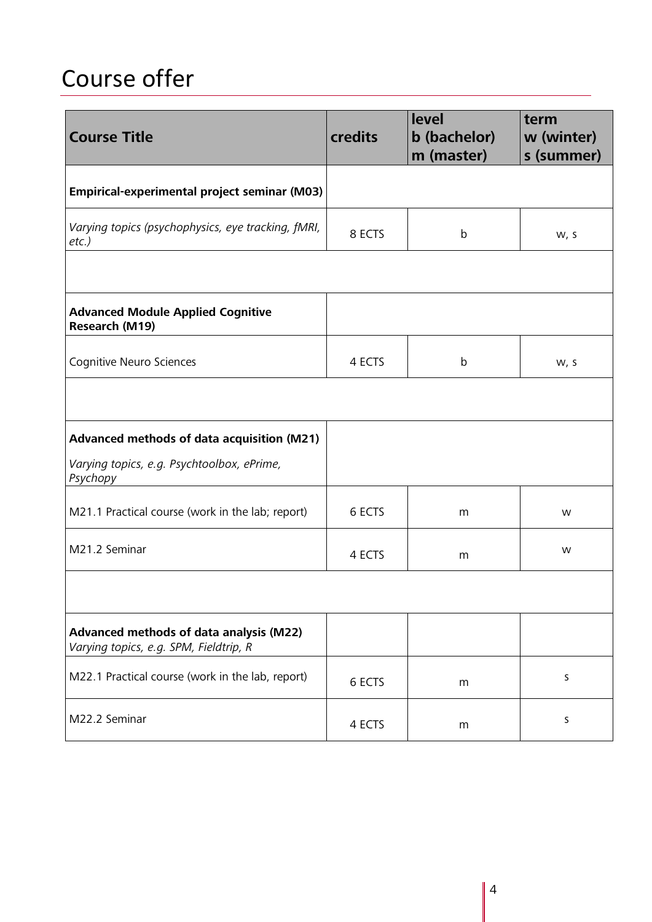# Course offer

| Course Title | credits | level b (bachelor) m (master) | term w (winter) s (summer) |
| --- | --- | --- | --- |
| **Empirical-experimental project seminar (M03)** | | | |
| *Varying topics (psychophysics, eye tracking, fMRI, etc.)* | 8 ECTS | b | w, s |
| | | | |
| **Advanced Module Applied Cognitive Research (M19)** | | | |
| Cognitive Neuro Sciences | 4 ECTS | b | w, s |
| | | | |
| **Advanced methods of data acquisition (M21)** *Varying topics, e.g. Psychtoolbox, ePrime, Psychopy* | | | |
| M21.1 Practical course (work in the lab; report) | 6 ECTS | m | w |
| M21.2 Seminar | 4 ECTS | m | w |
| | | | |
| **Advanced methods of data analysis (M22)** *Varying topics, e.g. SPM, Fieldtrip, R* | | | |
| M22.1 Practical course (work in the lab, report) | 6 ECTS | m | s |
| M22.2 Seminar | 4 ECTS | m | s |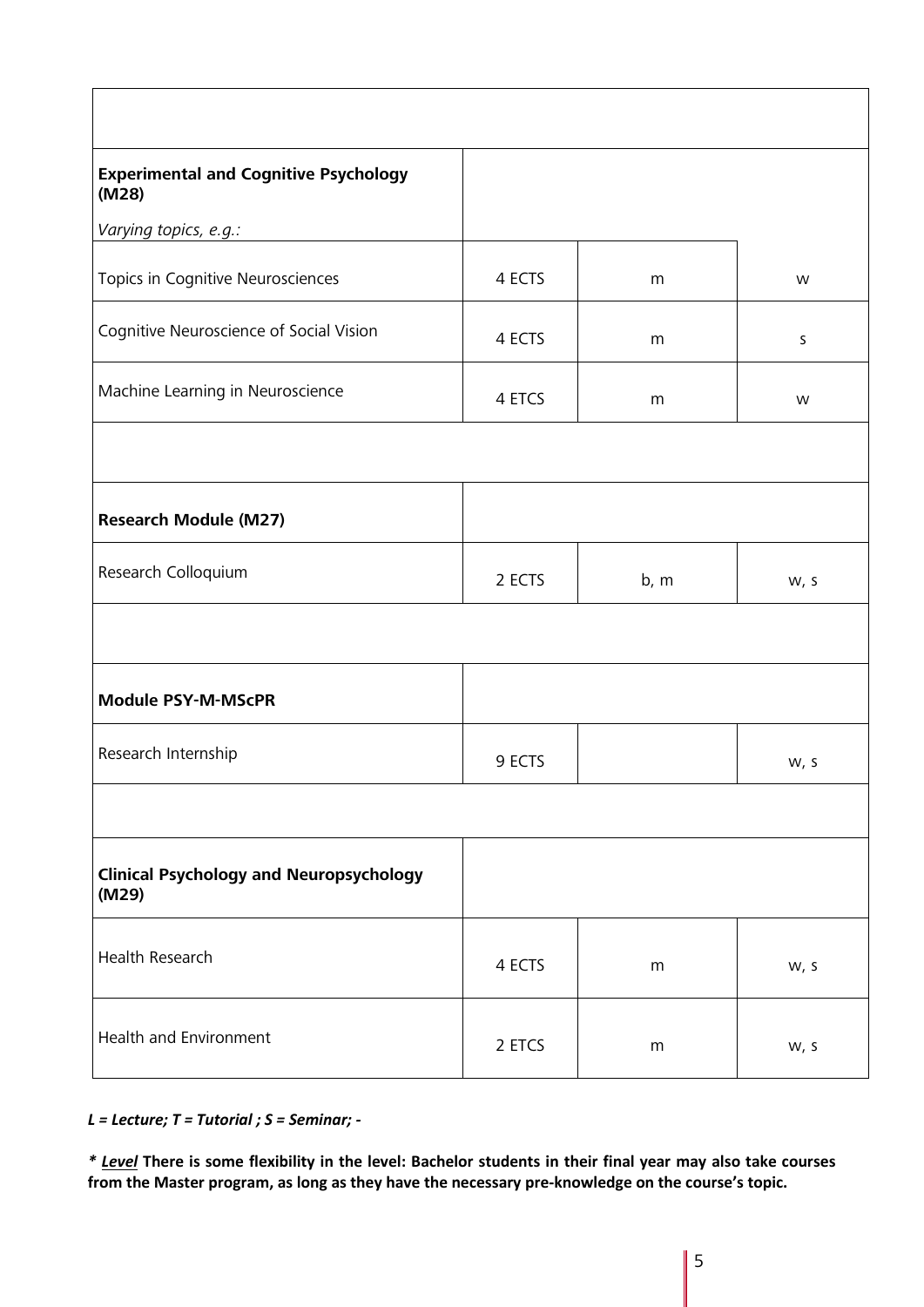| | | | |
|---|---|---|---|
| **Experimental and Cognitive Psychology (M28)**<br>*Varying topics, e.g.:* | | | |
| Topics in Cognitive Neurosciences | 4 ECTS | m | w |
| Cognitive Neuroscience of Social Vision | 4 ECTS | m | s |
| Machine Learning in Neuroscience | 4 ETCS | m | w |
| | | | |
| **Research Module (M27)** | | | |
| Research Colloquium | 2 ECTS | b, m | w, s |
| | | | |
| **Module PSY-M-MScPR** | | | |
| Research Internship | 9 ECTS | | w, s |
| | | | |
| **Clinical Psychology and Neuropsychology (M29)** | | | |
| Health Research | 4 ECTS | m | w, s |
| Health and Environment | 2 ETCS | m | w, s |

***L = Lecture; T = Tutorial ; S = Seminar; -***

**\* *Level* There is some flexibility in the level: Bachelor students in their final year may also take courses from the Master program, as long as they have the necessary pre-knowledge on the course's topic.**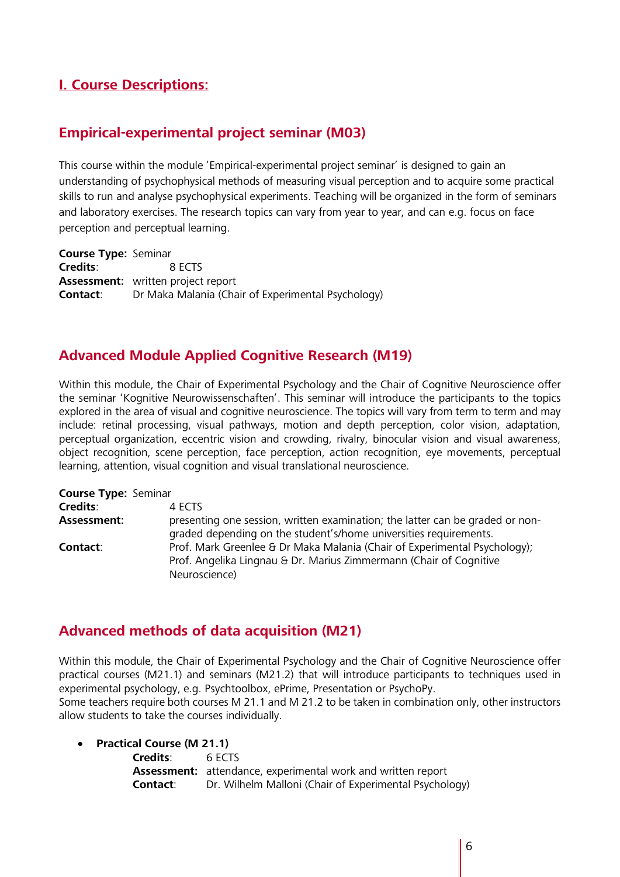## I. Course Descriptions:

### Empirical-experimental project seminar (M03)

This course within the module 'Empirical-experimental project seminar' is designed to gain an understanding of psychophysical methods of measuring visual perception and to acquire some practical skills to run and analyse psychophysical experiments. Teaching will be organized in the form of seminars and laboratory exercises. The research topics can vary from year to year, and can e.g. focus on face perception and perceptual learning.

**Course Type:** Seminar
**Credits**: 8 ECTS
**Assessment:** written project report
**Contact**: Dr Maka Malania (Chair of Experimental Psychology)

### Advanced Module Applied Cognitive Research (M19)

Within this module, the Chair of Experimental Psychology and the Chair of Cognitive Neuroscience offer the seminar 'Kognitive Neurowissenschaften'. This seminar will introduce the participants to the topics explored in the area of visual and cognitive neuroscience. The topics will vary from term to term and may include: retinal processing, visual pathways, motion and depth perception, color vision, adaptation, perceptual organization, eccentric vision and crowding, rivalry, binocular vision and visual awareness, object recognition, scene perception, face perception, action recognition, eye movements, perceptual learning, attention, visual cognition and visual translational neuroscience.

**Course Type:** Seminar
**Credits**: 4 ECTS
**Assessment:** presenting one session, written examination; the latter can be graded or non-graded depending on the student's/home universities requirements.
**Contact**: Prof. Mark Greenlee & Dr Maka Malania (Chair of Experimental Psychology); Prof. Angelika Lingnau & Dr. Marius Zimmermann (Chair of Cognitive Neuroscience)

### Advanced methods of data acquisition (M21)

Within this module, the Chair of Experimental Psychology and the Chair of Cognitive Neuroscience offer practical courses (M21.1) and seminars (M21.2) that will introduce participants to techniques used in experimental psychology, e.g. Psychtoolbox, ePrime, Presentation or PsychoPy.
Some teachers require both courses M 21.1 and M 21.2 to be taken in combination only, other instructors allow students to take the courses individually.

- **Practical Course (M 21.1)**
  **Credits**: 6 ECTS
  **Assessment:** attendance, experimental work and written report
  **Contact**: Dr. Wilhelm Malloni (Chair of Experimental Psychology)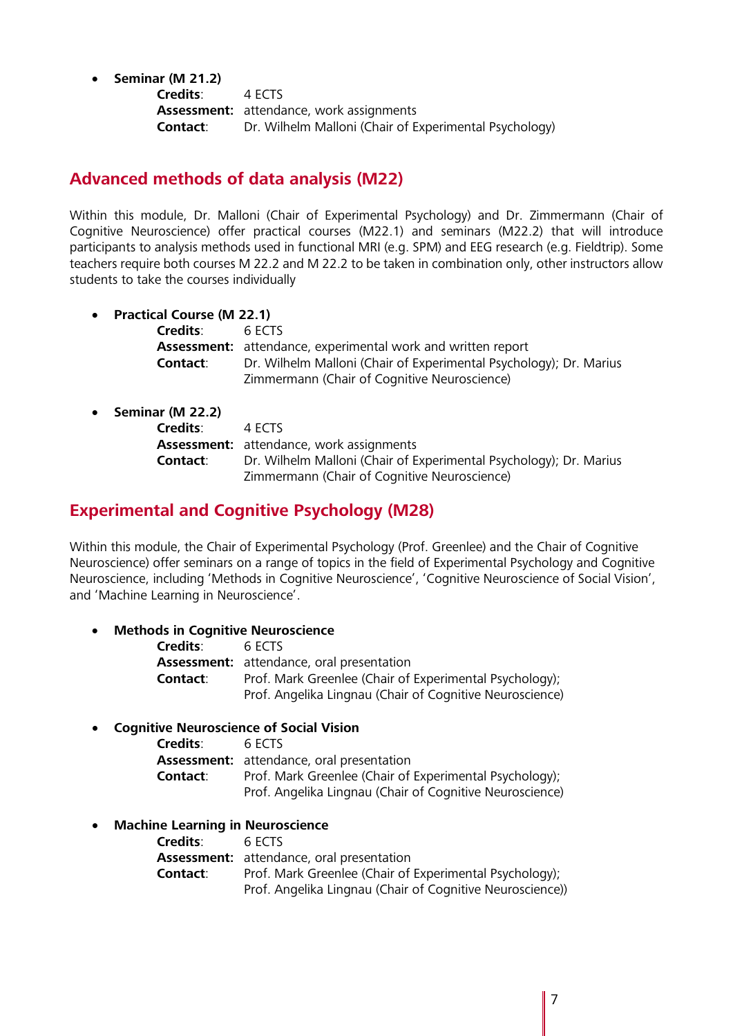- **Seminar (M 21.2)**
  - **Credits**: 4 ECTS
  - **Assessment:** attendance, work assignments
  - **Contact**: Dr. Wilhelm Malloni (Chair of Experimental Psychology)

## Advanced methods of data analysis (M22)

Within this module, Dr. Malloni (Chair of Experimental Psychology) and Dr. Zimmermann (Chair of Cognitive Neuroscience) offer practical courses (M22.1) and seminars (M22.2) that will introduce participants to analysis methods used in functional MRI (e.g. SPM) and EEG research (e.g. Fieldtrip). Some teachers require both courses M 22.2 and M 22.2 to be taken in combination only, other instructors allow students to take the courses individually

- **Practical Course (M 22.1)**
  - **Credits**: 6 ECTS
  - **Assessment:** attendance, experimental work and written report
  - **Contact**: Dr. Wilhelm Malloni (Chair of Experimental Psychology); Dr. Marius Zimmermann (Chair of Cognitive Neuroscience)

- **Seminar (M 22.2)**
  - **Credits**: 4 ECTS
  - **Assessment:** attendance, work assignments
  - **Contact**: Dr. Wilhelm Malloni (Chair of Experimental Psychology); Dr. Marius Zimmermann (Chair of Cognitive Neuroscience)

## Experimental and Cognitive Psychology (M28)

Within this module, the Chair of Experimental Psychology (Prof. Greenlee) and the Chair of Cognitive Neuroscience) offer seminars on a range of topics in the field of Experimental Psychology and Cognitive Neuroscience, including 'Methods in Cognitive Neuroscience', 'Cognitive Neuroscience of Social Vision', and 'Machine Learning in Neuroscience'.

- **Methods in Cognitive Neuroscience**
  - **Credits**: 6 ECTS
  - **Assessment:** attendance, oral presentation
  - **Contact**: Prof. Mark Greenlee (Chair of Experimental Psychology); Prof. Angelika Lingnau (Chair of Cognitive Neuroscience)

- **Cognitive Neuroscience of Social Vision**
  - **Credits**: 6 ECTS
  - **Assessment:** attendance, oral presentation
  - **Contact**: Prof. Mark Greenlee (Chair of Experimental Psychology); Prof. Angelika Lingnau (Chair of Cognitive Neuroscience)

- **Machine Learning in Neuroscience**
  - **Credits**: 6 ECTS
  - **Assessment:** attendance, oral presentation
  - **Contact**: Prof. Mark Greenlee (Chair of Experimental Psychology); Prof. Angelika Lingnau (Chair of Cognitive Neuroscience))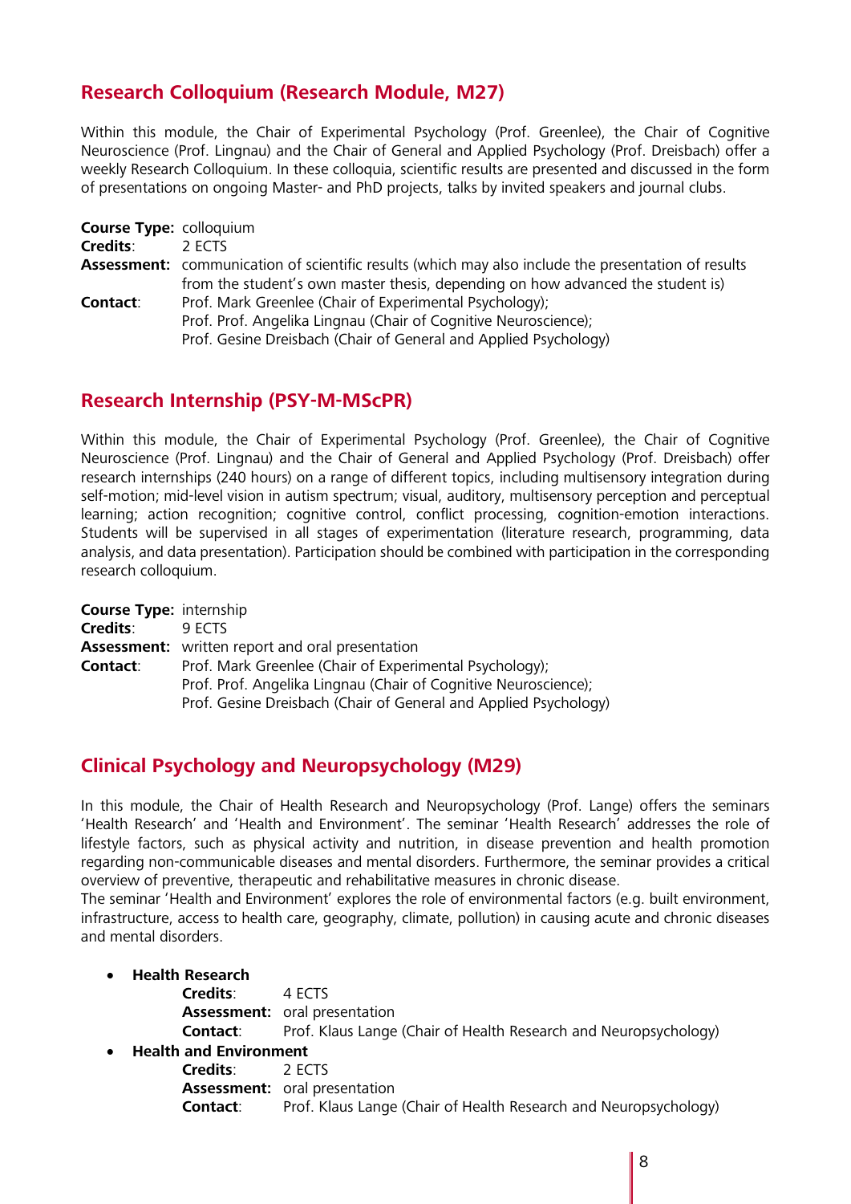## Research Colloquium (Research Module, M27)

Within this module, the Chair of Experimental Psychology (Prof. Greenlee), the Chair of Cognitive Neuroscience (Prof. Lingnau) and the Chair of General and Applied Psychology (Prof. Dreisbach) offer a weekly Research Colloquium. In these colloquia, scientific results are presented and discussed in the form of presentations on ongoing Master- and PhD projects, talks by invited speakers and journal clubs.

**Course Type:** colloquium
**Credits**: 2 ECTS
**Assessment:** communication of scientific results (which may also include the presentation of results from the student's own master thesis, depending on how advanced the student is)
**Contact**: Prof. Mark Greenlee (Chair of Experimental Psychology);
Prof. Prof. Angelika Lingnau (Chair of Cognitive Neuroscience);
Prof. Gesine Dreisbach (Chair of General and Applied Psychology)

## Research Internship (PSY-M-MScPR)

Within this module, the Chair of Experimental Psychology (Prof. Greenlee), the Chair of Cognitive Neuroscience (Prof. Lingnau) and the Chair of General and Applied Psychology (Prof. Dreisbach) offer research internships (240 hours) on a range of different topics, including multisensory integration during self-motion; mid-level vision in autism spectrum; visual, auditory, multisensory perception and perceptual learning; action recognition; cognitive control, conflict processing, cognition-emotion interactions. Students will be supervised in all stages of experimentation (literature research, programming, data analysis, and data presentation). Participation should be combined with participation in the corresponding research colloquium.

**Course Type:** internship
**Credits**: 9 ECTS
**Assessment:** written report and oral presentation
**Contact**: Prof. Mark Greenlee (Chair of Experimental Psychology);
Prof. Prof. Angelika Lingnau (Chair of Cognitive Neuroscience);
Prof. Gesine Dreisbach (Chair of General and Applied Psychology)

## Clinical Psychology and Neuropsychology (M29)

In this module, the Chair of Health Research and Neuropsychology (Prof. Lange) offers the seminars 'Health Research' and 'Health and Environment'. The seminar 'Health Research' addresses the role of lifestyle factors, such as physical activity and nutrition, in disease prevention and health promotion regarding non-communicable diseases and mental disorders. Furthermore, the seminar provides a critical overview of preventive, therapeutic and rehabilitative measures in chronic disease.
The seminar 'Health and Environment' explores the role of environmental factors (e.g. built environment, infrastructure, access to health care, geography, climate, pollution) in causing acute and chronic diseases and mental disorders.

- **Health Research**
  **Credits**: 4 ECTS
  **Assessment:** oral presentation
  **Contact**: Prof. Klaus Lange (Chair of Health Research and Neuropsychology)
- **Health and Environment**
  **Credits**: 2 ECTS
  **Assessment:** oral presentation
  **Contact**: Prof. Klaus Lange (Chair of Health Research and Neuropsychology)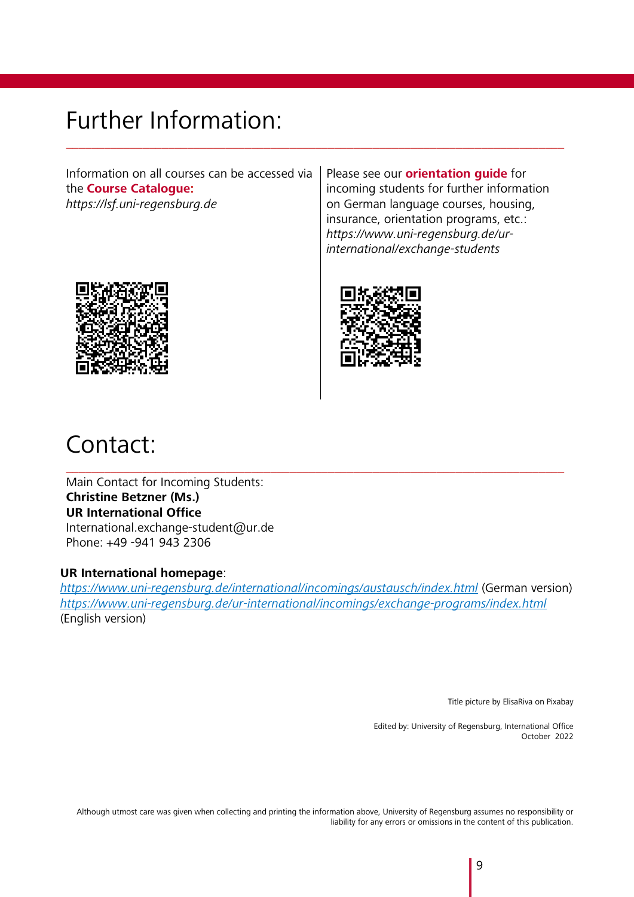# Further Information:

Information on all courses can be accessed via the **Course Catalogue:**
*https://lsf.uni-regensburg.de*

Please see our **orientation guide** for incoming students for further information on German language courses, housing, insurance, orientation programs, etc.:
*https://www.uni-regensburg.de/ur-international/exchange-students*

# Contact:

Main Contact for Incoming Students:
**Christine Betzner (Ms.)**
**UR International Office**
International.exchange-student@ur.de
Phone: +49 -941 943 2306

**UR International homepage**:
*https://www.uni-regensburg.de/international/incomings/austausch/index.html* (German version)
*https://www.uni-regensburg.de/ur-international/incomings/exchange-programs/index.html* (English version)

Title picture by ElisaRiva on Pixabay

Edited by: University of Regensburg, International Office
October 2022

Although utmost care was given when collecting and printing the information above, University of Regensburg assumes no responsibility or liability for any errors or omissions in the content of this publication.